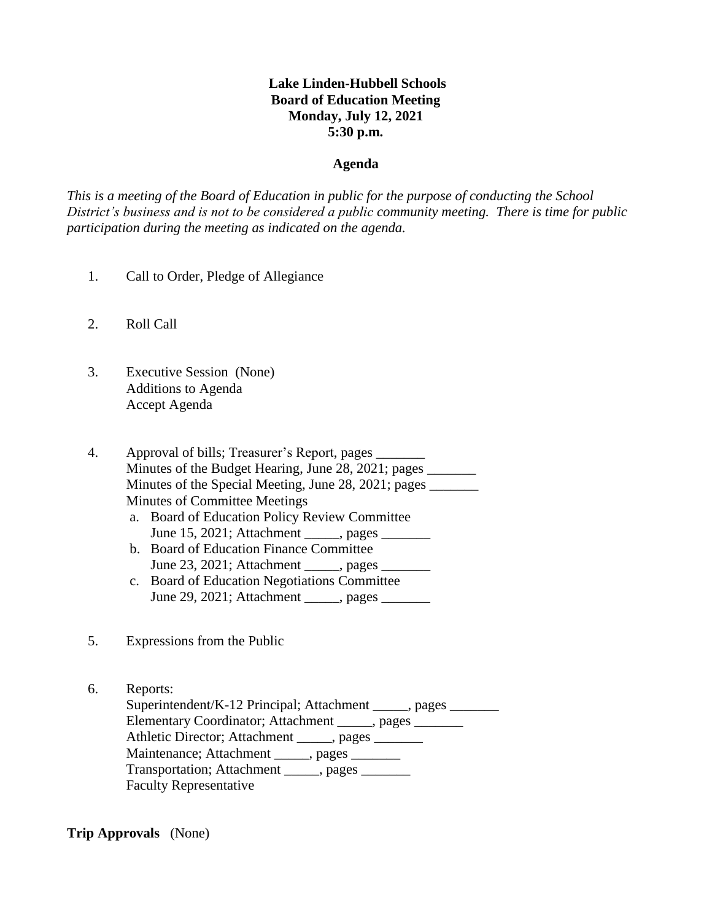**Lake Linden-Hubbell Schools**
**Board of Education Meeting**
**Monday, July 12, 2021**
**5:30 p.m.**

**Agenda**

*This is a meeting of the Board of Education in public for the purpose of conducting the School District's business and is not to be considered a public community meeting. There is time for public participation during the meeting as indicated on the agenda.*

1. Call to Order, Pledge of Allegiance

2. Roll Call

3. Executive Session (None)
   Additions to Agenda
   Accept Agenda

4. Approval of bills; Treasurer's Report, pages _______
   Minutes of the Budget Hearing, June 28, 2021; pages _______
   Minutes of the Special Meeting, June 28, 2021; pages _______
   Minutes of Committee Meetings
   a. Board of Education Policy Review Committee
      June 15, 2021; Attachment _____, pages _______
   b. Board of Education Finance Committee
      June 23, 2021; Attachment _____, pages _______
   c. Board of Education Negotiations Committee
      June 29, 2021; Attachment _____, pages _______

5. Expressions from the Public

6. Reports:
   Superintendent/K-12 Principal; Attachment _____, pages _______
   Elementary Coordinator; Attachment _____, pages _______
   Athletic Director; Attachment _____, pages _______
   Maintenance; Attachment _____, pages _______
   Transportation; Attachment _____, pages _______
   Faculty Representative

**Trip Approvals** (None)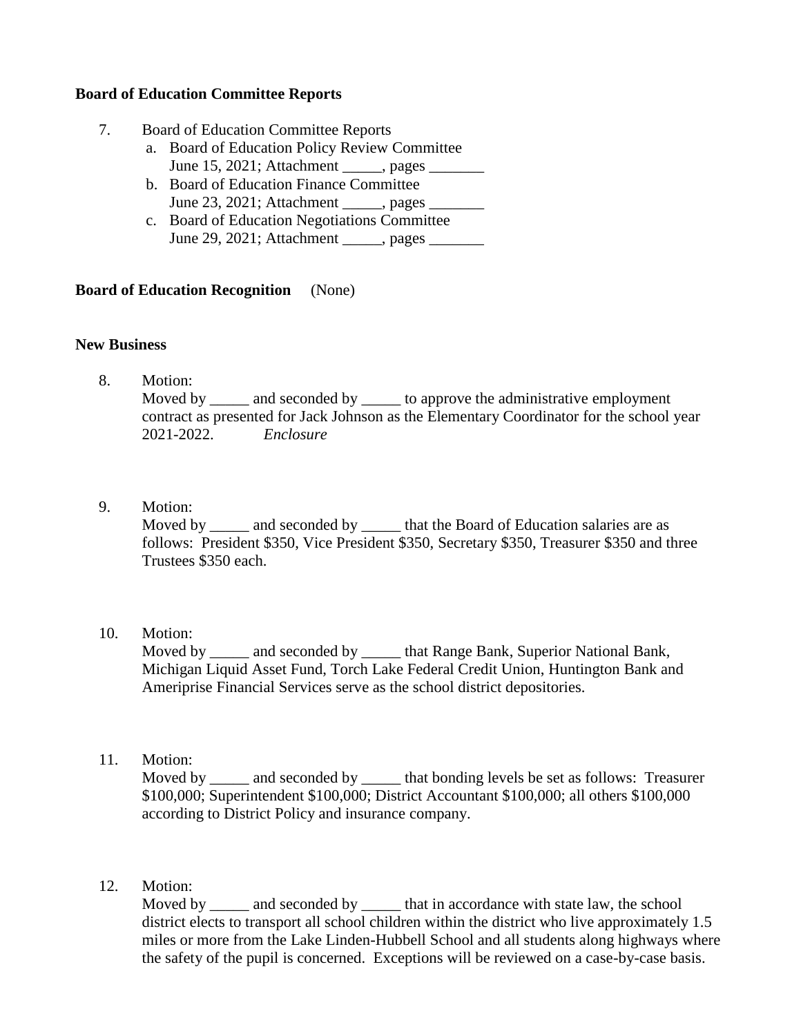**Board of Education Committee Reports**

7. Board of Education Committee Reports
   a. Board of Education Policy Review Committee
      June 15, 2021; Attachment _____, pages _______
   b. Board of Education Finance Committee
      June 23, 2021; Attachment _____, pages _______
   c. Board of Education Negotiations Committee
      June 29, 2021; Attachment _____, pages _______

**Board of Education Recognition** (None)

**New Business**

8. Motion:
   Moved by _____ and seconded by _____ to approve the administrative employment contract as presented for Jack Johnson as the Elementary Coordinator for the school year 2021-2022. *Enclosure*

9. Motion:
   Moved by _____ and seconded by _____ that the Board of Education salaries are as follows: President $350, Vice President $350, Secretary $350, Treasurer $350 and three Trustees $350 each.

10. Motion:
    Moved by _____ and seconded by _____ that Range Bank, Superior National Bank, Michigan Liquid Asset Fund, Torch Lake Federal Credit Union, Huntington Bank and Ameriprise Financial Services serve as the school district depositories.

11. Motion:
    Moved by _____ and seconded by _____ that bonding levels be set as follows: Treasurer $100,000; Superintendent $100,000; District Accountant $100,000; all others $100,000 according to District Policy and insurance company.

12. Motion:
    Moved by _____ and seconded by _____ that in accordance with state law, the school district elects to transport all school children within the district who live approximately 1.5 miles or more from the Lake Linden-Hubbell School and all students along highways where the safety of the pupil is concerned. Exceptions will be reviewed on a case-by-case basis.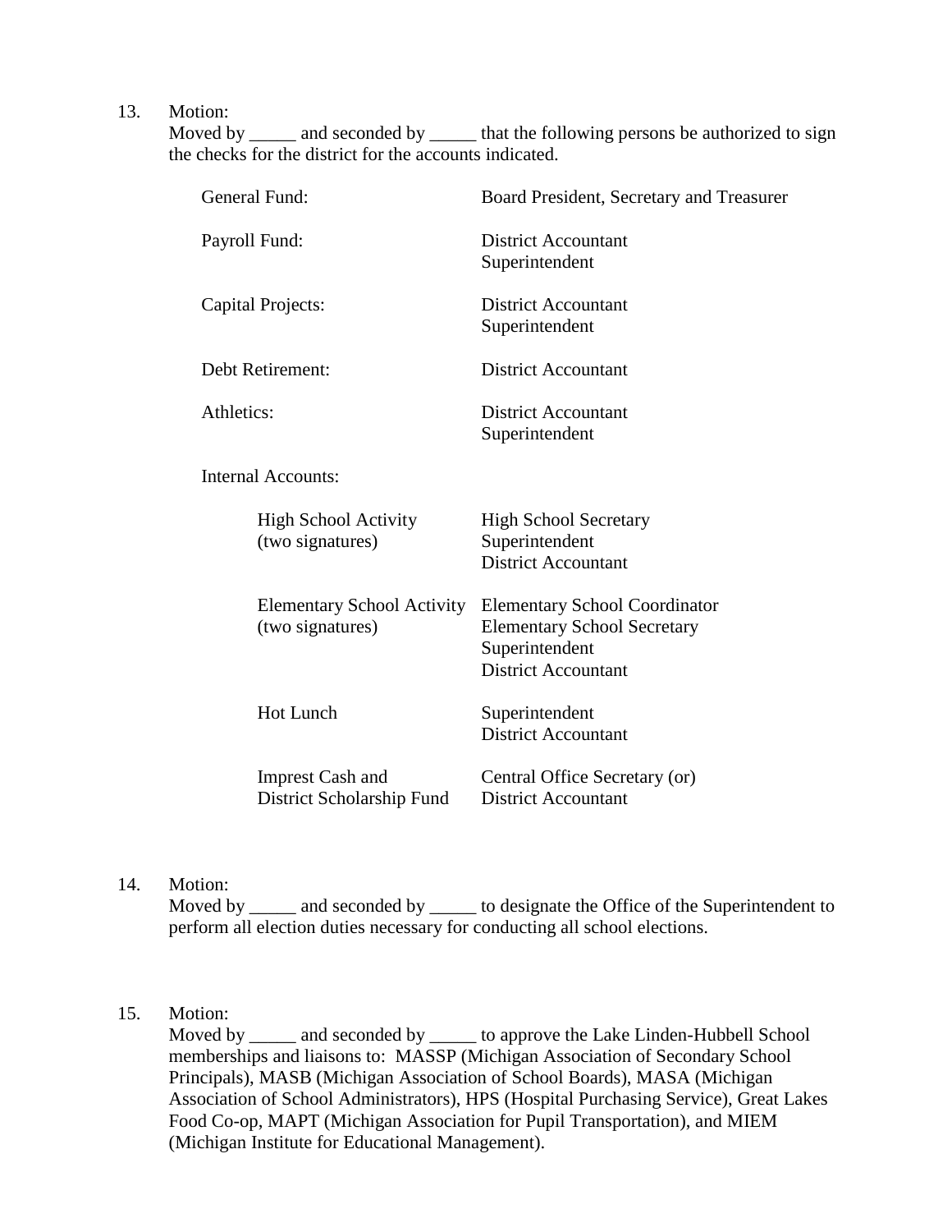13. Motion:
    Moved by _____ and seconded by _____ that the following persons be authorized to sign the checks for the district for the accounts indicated.

| | |
|---|---|
| General Fund: | Board President, Secretary and Treasurer |
| Payroll Fund: | District Accountant<br>Superintendent |
| Capital Projects: | District Accountant<br>Superintendent |
| Debt Retirement: | District Accountant |
| Athletics: | District Accountant<br>Superintendent |
| Internal Accounts: | |
| High School Activity<br>(two signatures) | High School Secretary<br>Superintendent<br>District Accountant |
| Elementary School Activity<br>(two signatures) | Elementary School Coordinator<br>Elementary School Secretary<br>Superintendent<br>District Accountant |
| Hot Lunch | Superintendent<br>District Accountant |
| Imprest Cash and<br>District Scholarship Fund | Central Office Secretary (or)<br>District Accountant |

14. Motion:
    Moved by _____ and seconded by _____ to designate the Office of the Superintendent to perform all election duties necessary for conducting all school elections.

15. Motion:
    Moved by _____ and seconded by _____ to approve the Lake Linden-Hubbell School memberships and liaisons to: MASSP (Michigan Association of Secondary School Principals), MASB (Michigan Association of School Boards), MASA (Michigan Association of School Administrators), HPS (Hospital Purchasing Service), Great Lakes Food Co-op, MAPT (Michigan Association for Pupil Transportation), and MIEM (Michigan Institute for Educational Management).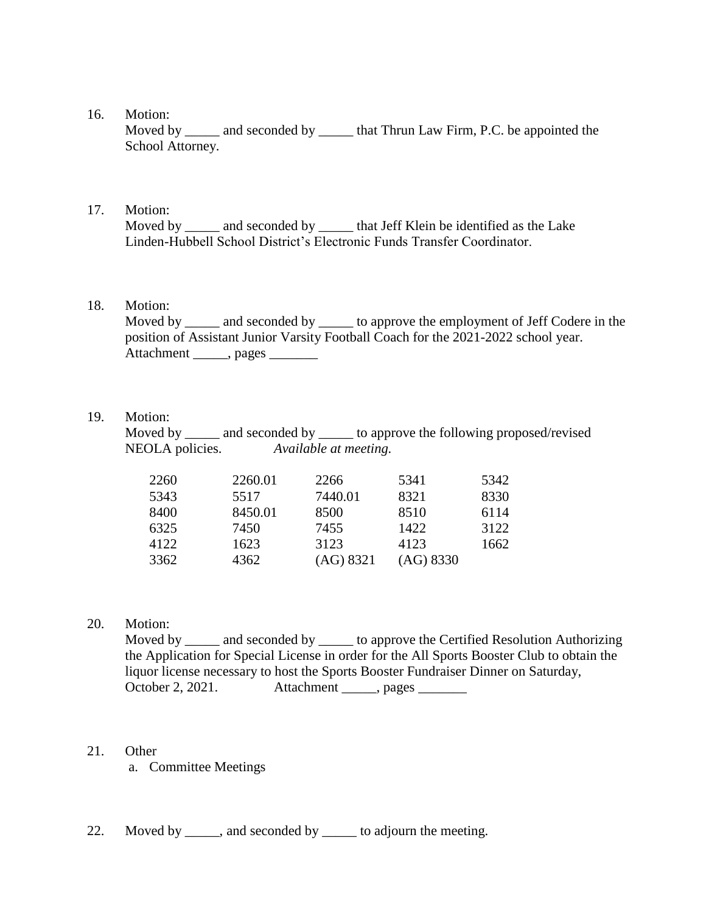16. Motion:
    Moved by _____ and seconded by _____ that Thrun Law Firm, P.C. be appointed the School Attorney.

17. Motion:
    Moved by _____ and seconded by _____ that Jeff Klein be identified as the Lake Linden-Hubbell School District's Electronic Funds Transfer Coordinator.

18. Motion:
    Moved by _____ and seconded by _____ to approve the employment of Jeff Codere in the position of Assistant Junior Varsity Football Coach for the 2021-2022 school year.
    Attachment _____, pages _______

19. Motion:
    Moved by _____ and seconded by _____ to approve the following proposed/revised NEOLA policies. *Available at meeting.*

| | | | | |
|---|---|---|---|---|
| 2260 | 2260.01 | 2266 | 5341 | 5342 |
| 5343 | 5517 | 7440.01 | 8321 | 8330 |
| 8400 | 8450.01 | 8500 | 8510 | 6114 |
| 6325 | 7450 | 7455 | 1422 | 3122 |
| 4122 | 1623 | 3123 | 4123 | 1662 |
| 3362 | 4362 | (AG) 8321 | (AG) 8330 | |

20. Motion:
    Moved by _____ and seconded by _____ to approve the Certified Resolution Authorizing the Application for Special License in order for the All Sports Booster Club to obtain the liquor license necessary to host the Sports Booster Fundraiser Dinner on Saturday, October 2, 2021. Attachment _____, pages _______

21. Other
    a. Committee Meetings

22. Moved by _____, and seconded by _____ to adjourn the meeting.